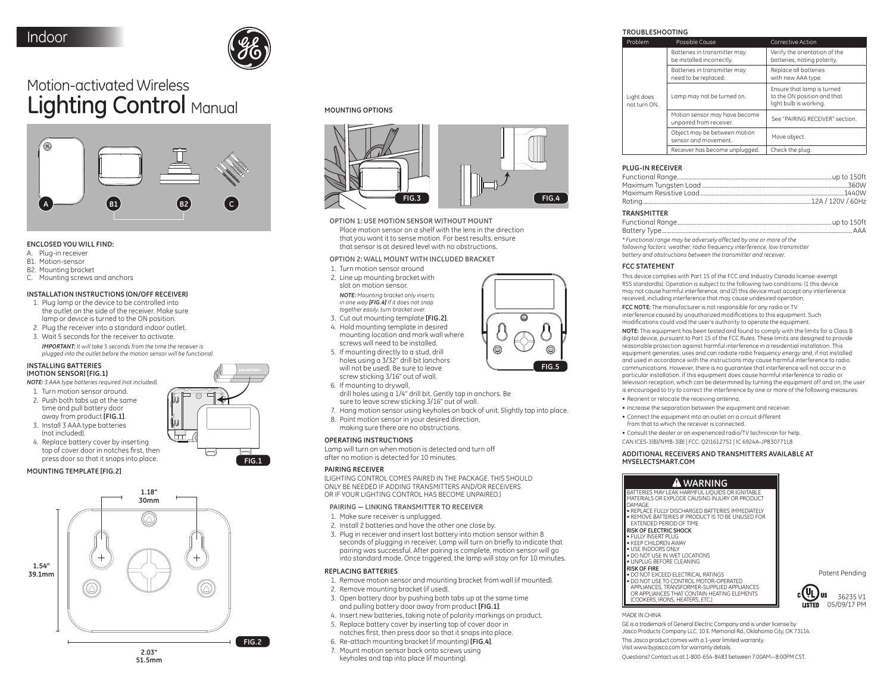Indoor

# Motion-activated Wireless Lighting Control Manual

A B1 B2 C

### ENCLOSED YOU WILL FIND:

A. Plug-in receiver
B1. Motion-sensor
B2. Mounting bracket
C. Mounting screws and anchors

### INSTALLATION INSTRUCTIONS (ON/OFF RECEIVER)

1. Plug lamp or the device to be controlled into the outlet on the side of the receiver. Make sure lamp or device is turned to the ON position.
2. Plug the receiver into a standard indoor outlet.
3. Wait 5 seconds for the receiver to activate.

*IMPORTANT: It will take 5 seconds from the time the receiver is plugged into the outlet before the motion sensor will be functional.*

### INSTALLING BATTERIES (MOTION SENSOR) [FIG.1]

*NOTE: 3 AAA type batteries required (not included).*

1. Turn motion sensor around.
2. Push both tabs up at the same time and pull battery door away from product **[FIG.1]**.
3. Install 3 AAA type batteries (not included).
4. Replace battery cover by inserting top of cover door in notches first, then press door so that it snaps into place.

FIG.1

### MOUNTING TEMPLATE [FIG.2]

1.18" 30mm

1.54" 39.1mm

2.03" 51.5mm

FIG.2

### MOUNTING OPTIONS

FIG.3 FIG.4

#### OPTION 1: USE MOTION SENSOR WITHOUT MOUNT

Place motion sensor on a shelf with the lens in the direction that you want it to sense motion. For best results, ensure that sensor is at desired level with no obstructions.

#### OPTION 2: WALL MOUNT WITH INCLUDED BRACKET

1. Turn motion sensor around
2. Line up mounting bracket with slot on motion sensor.

   *NOTE: Mounting bracket only inserts in one way **[FIG.4]** If it does not snap together easily, turn bracket over.*
3. Cut out mounting template **[FIG.2]**.
4. Hold mounting template in desired mounting location and mark wall where screws will need to be installed.
5. If mounting directly to a stud, drill holes using a 3/32" drill bit (anchors will not be used). Be sure to leave screw sticking 3/16" out of wall.
6. If mounting to drywall, drill holes using a 1/4" drill bit. Gently tap in anchors. Be sure to leave screw sticking 3/16" out of wall.
7. Hang motion sensor using keyholes on back of unit. Slightly tap into place.
8. Point motion sensor in your desired direction, making sure there are no obstructions.

FIG.5

### OPERATING INSTRUCTIONS

Lamp will turn on when motion is detected and turn off after no motion is detected for 10 minutes.

### PAIRING RECEIVER

(LIGHTING CONTROL COMES PAIRED IN THE PACKAGE. THIS SHOULD ONLY BE NEEDED IF ADDING TRANSMITTERS AND/OR RECEIVERS OR IF YOUR LIGHTING CONTROL HAS BECOME UNPAIRED.)

#### PAIRING — LINKING TRANSMITTER TO RECEIVER

1. Make sure receiver is unplugged.
2. Install 2 batteries and have the other one close by.
3. Plug in receiver and insert last battery into motion sensor within 8 seconds of plugging in receiver. Lamp will turn on briefly to indicate that pairing was successful. After pairing is complete, motion sensor will go into standard mode. Once triggered, the lamp will stay on for 10 minutes.

### REPLACING BATTERIES

1. Remove motion sensor and mounting bracket from wall (if mounted).
2. Remove mounting bracket (if used).
3. Open battery door by pushing both tabs up at the same time and pulling battery door away from product **[FIG.1]**.
4. Insert new batteries, taking note of polarity markings on product.
5. Replace battery cover by inserting top of cover door in notches first, then press door so that it snaps into place.
6. Re-attach mounting bracket (if mounting) **[FIG.4]**.
7. Mount motion sensor back onto screws using keyholes and tap into place (if mounting).

### TROUBLESHOOTING

| Problem | Possible Cause | Corrective Action |
|---|---|---|
| Light does not turn ON. | Batteries in transmitter may be installed incorrectly. | Verify the orientation of the batteries, noting polarity. |
| | Batteries in transmitter may need to be replaced. | Replace all batteries with new AAA type. |
| | Lamp may not be turned on. | Ensure that lamp is turned to the ON position and that light bulb is working. |
| | Motion sensor may have become unpaired from receiver. | See "PAIRING RECEIVER" section. |
| | Object may be between motion sensor and movement. | Move object. |
| | Receiver has become unplugged. | Check the plug. |

### PLUG-IN RECEIVER

Functional Range....up to 150ft
Maximum Tungsten Load....360W
Maximum Resistive Load....1440W
Rating....12A / 120V / 60Hz

### TRANSMITTER

Functional Range....up to 150ft
Battery Type....AAA

*\* Functional range may be adversely affected by one or more of the following factors: weather, radio frequency interference, low transmitter battery and obstructions between the transmitter and receiver.*

### FCC STATEMENT

This device complies with Part 15 of the FCC and Industry Canada license-exempt RSS standard(s). Operation is subject to the following two conditions: (1) this device may not cause harmful interference, and (2) this device must accept any interference received, including interference that may cause undesired operation.

**FCC NOTE:** The manufacturer is not responsible for any radio or TV interference caused by unauthorized modifications to this equipment. Such modifications could void the user's authority to operate the equipment.

**NOTE:** This equipment has been tested and found to comply with the limits for a Class B digital device, pursuant to Part 15 of the FCC Rules. These limits are designed to provide reasonable protection against harmful interference in a residential installation. This equipment generates, uses and can radiate radio frequency energy and, if not installed and used in accordance with the instructions may cause harmful interference to radio communications. However, there is no guarantee that interference will not occur in a particular installation. If this equipment does cause harmful interference to radio or television reception, which can be determined by turning the equipment off and on, the user is encouraged to try to correct the interference by one or more of the following measures:

- Reorient or relocate the receiving antenna.
- Increase the separation between the equipment and receiver.
- Connect the equipment into an outlet on a circuit different from that to which the receiver is connected.
- Consult the dealer or an experienced radio/TV technician for help.

CAN ICES-3(B)/NMB-3(B) | FCC: QZI612751 | IC 6924A-JP830771L8

### ADDITIONAL RECEIVERS AND TRANSMITTERS AVAILABLE AT MYSELECTSMART.COM

### ⚠ WARNING

BATTERIES MAY LEAK HARMFUL LIQUIDS OR IGNITABLE MATERIALS OR EXPLODE CAUSING INJURY OR PRODUCT DAMAGE.
- REPLACE FULLY DISCHARGED BATTERIES IMMEDIATELY
- REMOVE BATTERIES IF PRODUCT IS TO BE UNUSED FOR EXTENDED PERIOD OF TIME

**RISK OF ELECTRIC SHOCK**
- FULLY INSERT PLUG
- KEEP CHILDREN AWAY
- USE INDOORS ONLY
- DO NOT USE IN WET LOCATIONS
- UNPLUG BEFORE CLEANING

**RISK OF FIRE**
- DO NOT EXCEED ELECTRICAL RATINGS
- DO NOT USE TO CONTROL MOTOR-OPERATED APPLIANCES, TRANSFORMER-SUPPLIED APPLIANCES OR APPLIANCES THAT CONTAIN HEATING ELEMENTS (COOKERS, IRONS, HEATERS, ETC.)

Patent Pending

LISTED 36235 V1 05/09/17 PM

MADE IN CHINA

GE is a trademark of General Electric Company and is under license by Jasco Products Company LLC, 10 E. Memorial Rd., Oklahoma City, OK 73114.

This Jasco product comes with a 1-year limited warranty. Visit www.byjasco.com for warranty details.

Questions? Contact us at 1-800-654-8483 between 7:00AM—8:00PM CST.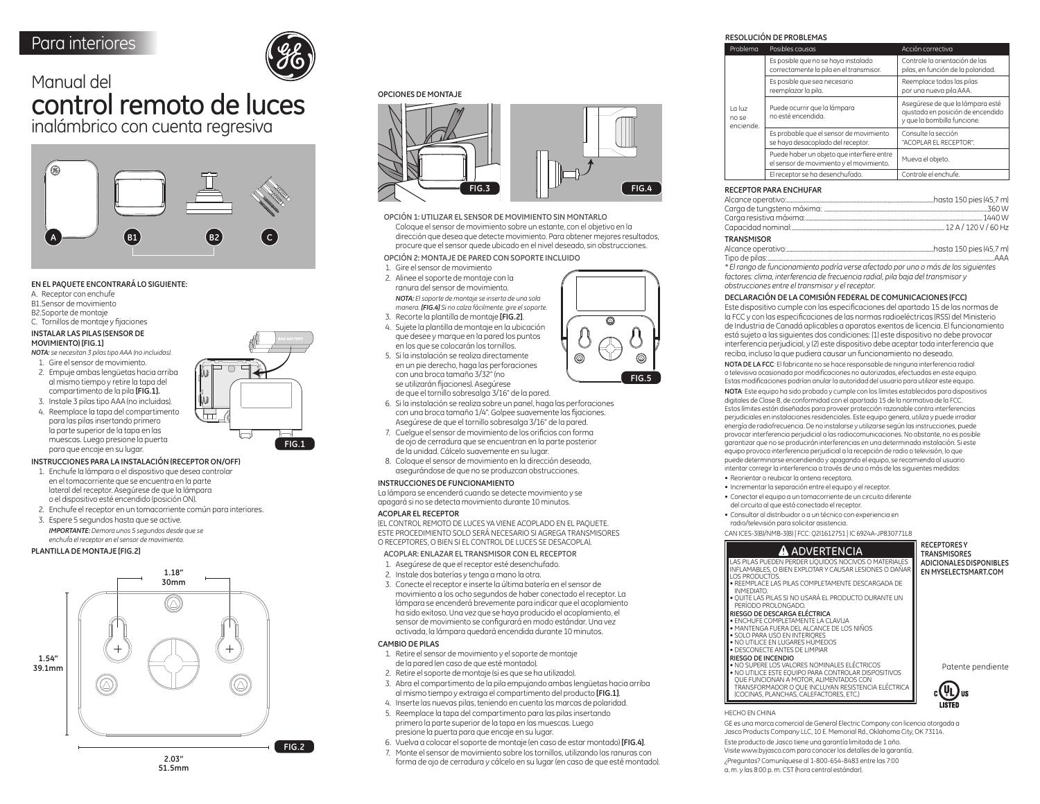Para interiores

# Manual del control remoto de luces inalámbrico con cuenta regresiva

A B1 B2 C

### EN EL PAQUETE ENCONTRARÁ LO SIGUIENTE:

A. Receptor con enchufe
B1.Sensor de movimiento
B2.Soporte de montaje
C. Tornillos de montaje y fijaciones

### INSTALAR LAS PILAS (SENSOR DE MOVIMIENTO) [FIG.1]

*NOTA: se necesitan 3 pilas tipo AAA (no incluidas).*

1. Gire el sensor de movimiento.
2. Empuje ambas lengüetas hacia arriba al mismo tiempo y retire la tapa del compartimento de la pila **[FIG.1]**.
3. Instale 3 pilas tipo AAA (no incluidas).
4. Reemplace la tapa del compartimento para las pilas insertando primero la parte superior de la tapa en las muescas. Luego presione la puerta para que encaje en su lugar.

FIG.1

### INSTRUCCIONES PARA LA INSTALACIÓN (RECEPTOR ON/OFF)

1. Enchufe la lámpara o el dispositivo que desea controlar en el tomacorriente que se encuentra en la parte lateral del receptor. Asegúrese de que la lámpara o el dispositivo esté encendido (posición ON).
2. Enchufe el receptor en un tomacorriente común para interiores.
3. Espere 5 segundos hasta que se active.
   ***IMPORTANTE:** Demora unos 5 segundos desde que se enchufa el receptor en el sensor de movimiento.*

### PLANTILLA DE MONTAJE [FIG.2]

1.18" 30mm
1.54" 39.1mm
2.03" 51.5mm
FIG.2

### OPCIONES DE MONTAJE

FIG.3 FIG.4

**OPCIÓN 1: UTILIZAR EL SENSOR DE MOVIMIENTO SIN MONTARLO**

Coloque el sensor de movimiento sobre un estante, con el objetivo en la dirección que desea que detecte movimiento. Para obtener mejores resultados, procure que el sensor quede ubicado en el nivel deseado, sin obstrucciones.

**OPCIÓN 2: MONTAJE DE PARED CON SOPORTE INCLUIDO**

1. Gire el sensor de movimiento
2. Alinee el soporte de montaje con la ranura del sensor de movimiento.
   ***NOTA:** El soporte de montaje se inserta de una sola manera. **[FIG.4]** Si no calza fácilmente, gire el soporte.*
3. Recorte la plantilla de montaje **[FIG.2]**.
4. Sujete la plantilla de montaje en la ubicación que desee y marque en la pared los puntos en los que se colocarán los tornillos.
5. Si la instalación se realiza directamente en un pie derecho, haga las perforaciones con una broca tamaño 3/32" (no se utilizarán fijaciones). Asegúrese de que el tornillo sobresalga 3/16" de la pared.
6. Si la instalación se realiza sobre un panel, haga las perforaciones con una broca tamaño 1/4". Golpee suavemente las fijaciones. Asegúrese de que el tornillo sobresalga 3/16" de la pared.
7. Cuelgue el sensor de movimiento de los orificios con forma de ojo de cerradura que se encuentran en la parte posterior de la unidad. Cálcelo suavemente en su lugar.
8. Coloque el sensor de movimiento en la dirección deseada, asegurándose de que no se produzcan obstrucciones.

FIG.5

### INSTRUCCIONES DE FUNCIONAMIENTO

La lámpara se encenderá cuando se detecte movimiento y se apagará si no se detecta movimiento durante 10 minutos.

### ACOPLAR EL RECEPTOR

(EL CONTROL REMOTO DE LUCES YA VIENE ACOPLADO EN EL PAQUETE. ESTE PROCEDIMIENTO SOLO SERÁ NECESARIO SI AGREGA TRANSMISORES O RECEPTORES, O BIEN SI EL CONTROL DE LUCES SE DESACOPLA).

**ACOPLAR: ENLAZAR EL TRANSMISOR CON EL RECEPTOR**

1. Asegúrese de que el receptor esté desenchufado.
2. Instale dos baterías y tenga a mano la otra.
3. Conecte el receptor e inserte la última batería en el sensor de movimiento a los ocho segundos de haber conectado el receptor. La lámpara se encenderá brevemente para indicar que el acoplamiento ha sido exitoso. Una vez que se haya producido el acoplamiento, el sensor de movimiento se configurará en modo estándar. Una vez activada, la lámpara quedará encendida durante 10 minutos.

### CAMBIO DE PILAS

1. Retire el sensor de movimiento y el soporte de montaje de la pared (en caso de que esté montado).
2. Retire el soporte de montaje (si es que se ha utilizado).
3. Abra el compartimento de la pila empujando ambas lengüetas hacia arriba al mismo tiempo y extraiga el compartimento del producto **[FIG.1]**.
4. Inserte las nuevas pilas, teniendo en cuenta las marcas de polaridad.
5. Reemplace la tapa del compartimento para las pilas insertando primero la parte superior de la tapa en las muescas. Luego presione la puerta para que encaje en su lugar.
6. Vuelva a colocar el soporte de montaje (en caso de estar montado) **[FIG.4]**.
7. Monte el sensor de movimiento sobre los tornillos, utilizando las ranuras con forma de ojo de cerradura y cálcelo en su lugar (en caso de que esté montado).

### RESOLUCIÓN DE PROBLEMAS

| Problema | Posibles causas | Acción correctiva |
|---|---|---|
| La luz no se enciende. | Es posible que no se haya instalado correctamente la pila en el transmisor. | Controle la orientación de las pilas, en función de la polaridad. |
| | Es posible que sea necesario reemplazar la pila. | Reemplace todas las pilas por una nueva pila AAA. |
| | Puede ocurrir que la lámpara no esté encendida. | Asegúrese de que la lámpara esté ajustada en posición de encendido y que la bombilla funcione. |
| | Es probable que el sensor de movimiento se haya desacoplado del receptor. | Consulte la sección "ACOPLAR EL RECEPTOR". |
| | Puede haber un objeto que interfiere entre el sensor de movimiento y el movimiento. | Mueva el objeto. |
| | El receptor se ha desenchufado. | Controle el enchufe. |

### RECEPTOR PARA ENCHUFAR

Alcance operativo: ........ hasta 150 pies (45,7 m)
Carga de tungsteno máxima: ........ 360 W
Carga resistiva máxima: ........ 1440 W
Capacidad nominal: ........ 12 A / 120 V / 60 Hz

### TRANSMISOR

Alcance operativo: ........ hasta 150 pies (45,7 m)
Tipo de pilas: ........ AAA

*\* El rango de funcionamiento podría verse afectado por uno o más de los siguientes factores: clima, interferencia de frecuencia radial, pila baja del transmisor y obstrucciones entre el transmisor y el receptor.*

### DECLARACIÓN DE LA COMISIÓN FEDERAL DE COMUNICACIONES (FCC)

Este dispositivo cumple con las especificaciones del apartado 15 de las normas de la FCC y con las especificaciones de las normas radioeléctricas (RSS) del Ministerio de Industria de Canadá aplicables a aparatos exentos de licencia. El funcionamiento está sujeto a las siguientes dos condiciones: (1) este dispositivo no debe provocar interferencia perjudicial, y (2) este dispositivo debe aceptar toda interferencia que reciba, incluso la que pudiera causar un funcionamiento no deseado.

**NOTA DE LA FCC**: El fabricante no se hace responsable de ninguna interferencia radial o televisiva ocasionada por modificaciones no autorizadas, efectuadas en este equipo. Estas modificaciones podrían anular la autoridad del usuario para utilizar este equipo.

**NOTA**: Este equipo ha sido probado y cumple con los límites establecidos para dispositivos digitales de Clase B, de conformidad con el apartado 15 de la normativa de la FCC. Estos límites están diseñados para proveer protección razonable contra interferencias perjudiciales en instalaciones residenciales. Este equipo genera, utiliza y puede irradiar energía de radiofrecuencia. De no instalarse y utilizarse según las instrucciones, puede provocar interferencia perjudicial a las radiocomunicaciones. No obstante, no es posible garantizar que no se producirán interferencias en una determinada instalación. Si este equipo provoca interferencia perjudicial a la recepción de radio o televisión, lo que puede determinarse encendiendo y apagando el equipo, se recomienda al usuario intentar corregir la interferencia a través de una o más de las siguientes medidas:

- Reorientar o reubicar la antena receptora.
- Incrementar la separación entre el equipo y el receptor.
- Conectar el equipo a un tomacorriente de un circuito diferente del circuito al que está conectado el receptor.
- Consultar al distribuidor o a un técnico con experiencia en radio/televisión para solicitar asistencia.

CAN ICES-3(B)/NMB-3(B) | FCC: QZI1612751 | IC:6924A-JP830771L8

### ⚠ ADVERTENCIA

LAS PILAS PUEDEN PERDER LÍQUIDOS NOCIVOS O MATERIALES INFLAMABLES, O BIEN EXPLOTAR Y CAUSAR LESIONES O DAÑAR LOS PRODUCTOS.

- REEMPLACE LAS PILAS COMPLETAMENTE DESCARGADA DE INMEDIATO.
- QUITE LAS PILAS SI NO USARÁ EL PRODUCTO DURANTE UN PERÍODO PROLONGADO.

**RIESGO DE DESCARGA ELÉCTRICA**

- ENCHUFE COMPLETAMENTE LA CLAVIJA
- MANTENGA FUERA DEL ALCANCE DE LOS NIÑOS
- SOLO PARA USO EN INTERIORES
- NO UTILICE EN LUGARES HÚMEDOS
- DESCONECTE ANTES DE LIMPIAR

**RIESGO DE INCENDIO**

- NO SUPERE LOS VALORES NOMINALES ELÉCTRICOS
- NO UTILICE ESTE EQUIPO PARA CONTROLAR DISPOSITIVOS QUE FUNCIONAN A MOTOR, ALIMENTADOS CON TRANSFORMADOR O QUE INCLUYAN RESISTENCIA ELÉCTRICA (COCINAS, PLANCHAS, CALEFACTORES, ETC.)

**RECEPTORES Y TRANSMISORES ADICIONALES DISPONIBLES EN MYSELECTSMART.COM**

Patente pendiente

HECHO EN CHINA

GE es una marca comercial de General Electric Company con licencia otorgada a Jasco Products Company LLC, 10 E. Memorial Rd., Oklahoma City, OK 73114.

Este producto de Jasco tiene una garantía limitada de 1 año.
Visite www.byjasco.com para conocer los detalles de la garantía.

¿Preguntas? Comuníquese al 1-800-654-8483 entre las 7:00 a. m. y las 8:00 p. m. CST (hora central estándar).